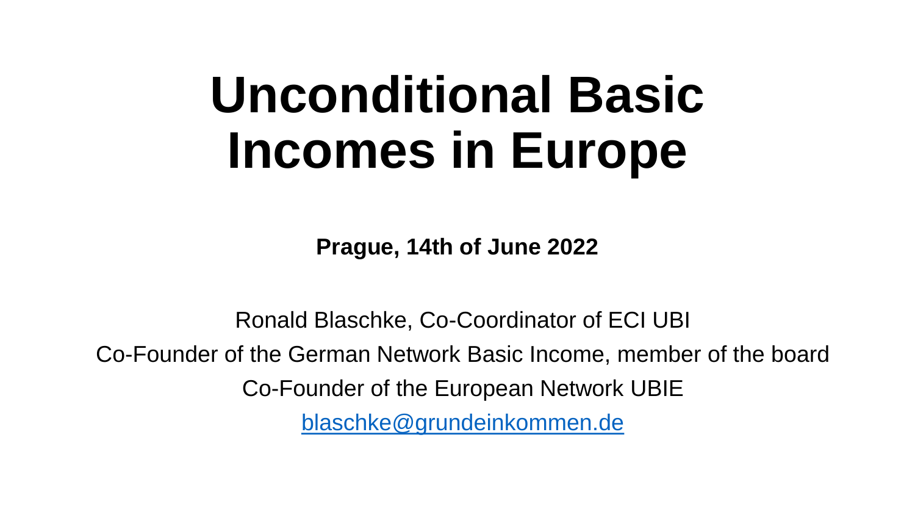# Unconditional Basic Incomes in Europe

**Prague, 14th of June 2022**

Ronald Blaschke, Co-Coordinator of ECI UBI

Co-Founder of the German Network Basic Income, member of the board

Co-Founder of the European Network UBIE

blaschke@grundeinkommen.de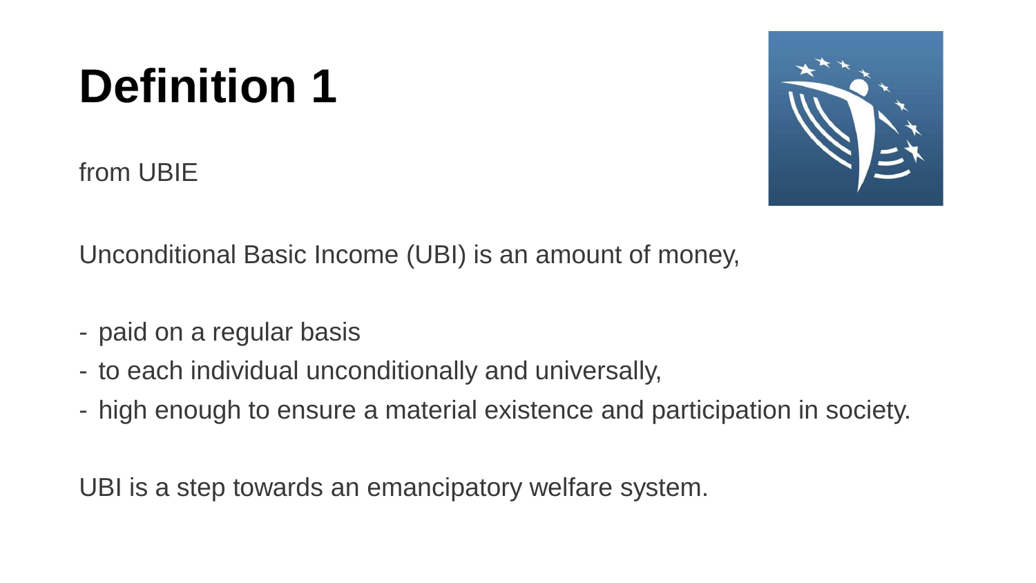# Definition 1

from UBIE

Unconditional Basic Income (UBI) is an amount of money,

- paid on a regular basis
- to each individual unconditionally and universally,
- high enough to ensure a material existence and participation in society.

UBI is a step towards an emancipatory welfare system.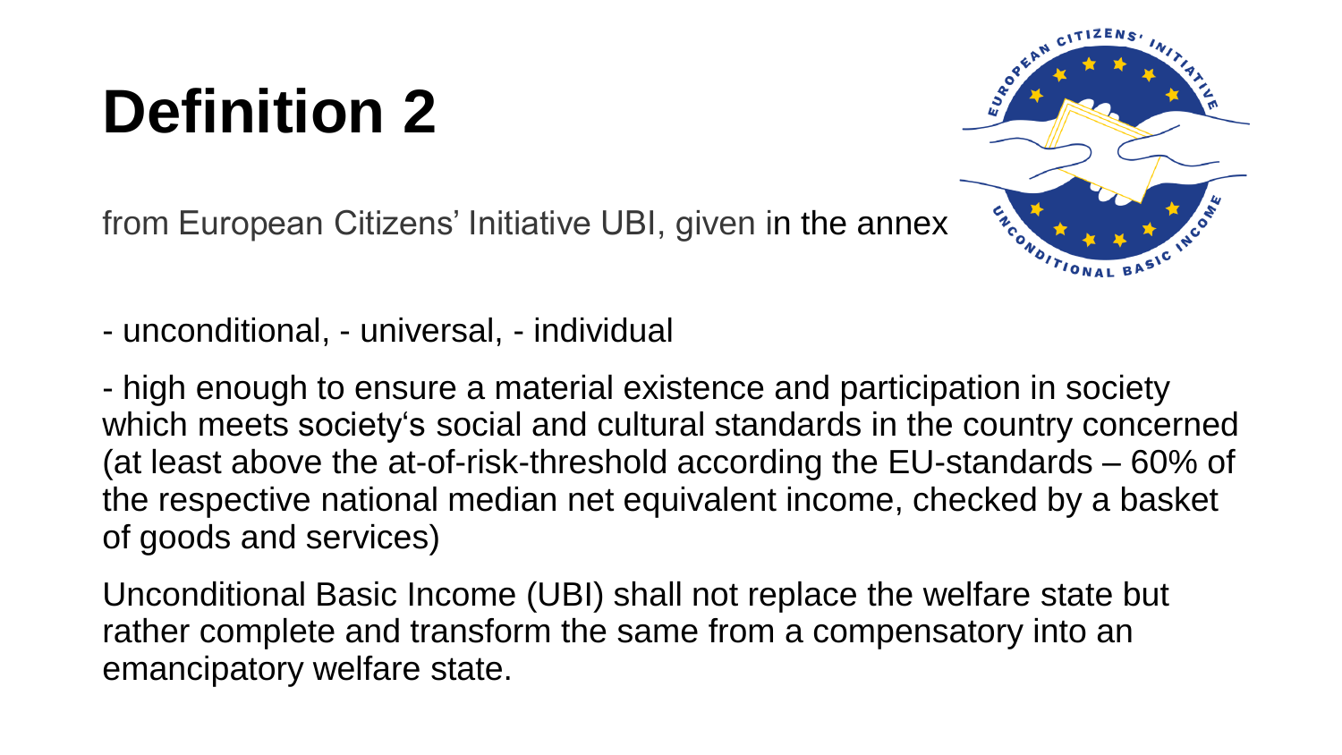# Definition 2

from European Citizens' Initiative UBI, given in the annex

- unconditional, - universal, - individual

- high enough to ensure a material existence and participation in society which meets society's social and cultural standards in the country concerned (at least above the at-of-risk-threshold according the EU-standards – 60% of the respective national median net equivalent income, checked by a basket of goods and services)

Unconditional Basic Income (UBI) shall not replace the welfare state but rather complete and transform the same from a compensatory into an emancipatory welfare state.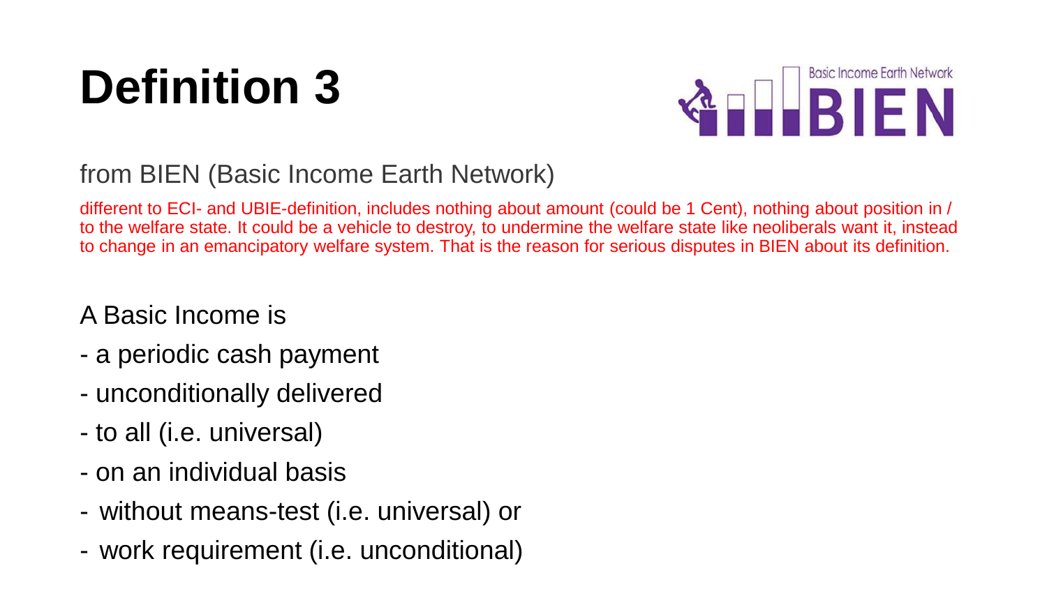# Definition 3

from BIEN (Basic Income Earth Network)

different to ECI- and UBIE-definition, includes nothing about amount (could be 1 Cent), nothing about position in / to the welfare state. It could be a vehicle to destroy, to undermine the welfare state like neoliberals want it, instead to change in an emancipatory welfare system. That is the reason for serious disputes in BIEN about its definition.

A Basic Income is

- a periodic cash payment
- unconditionally delivered
- to all (i.e. universal)
- on an individual basis
- without means-test (i.e. universal) or
- work requirement (i.e. unconditional)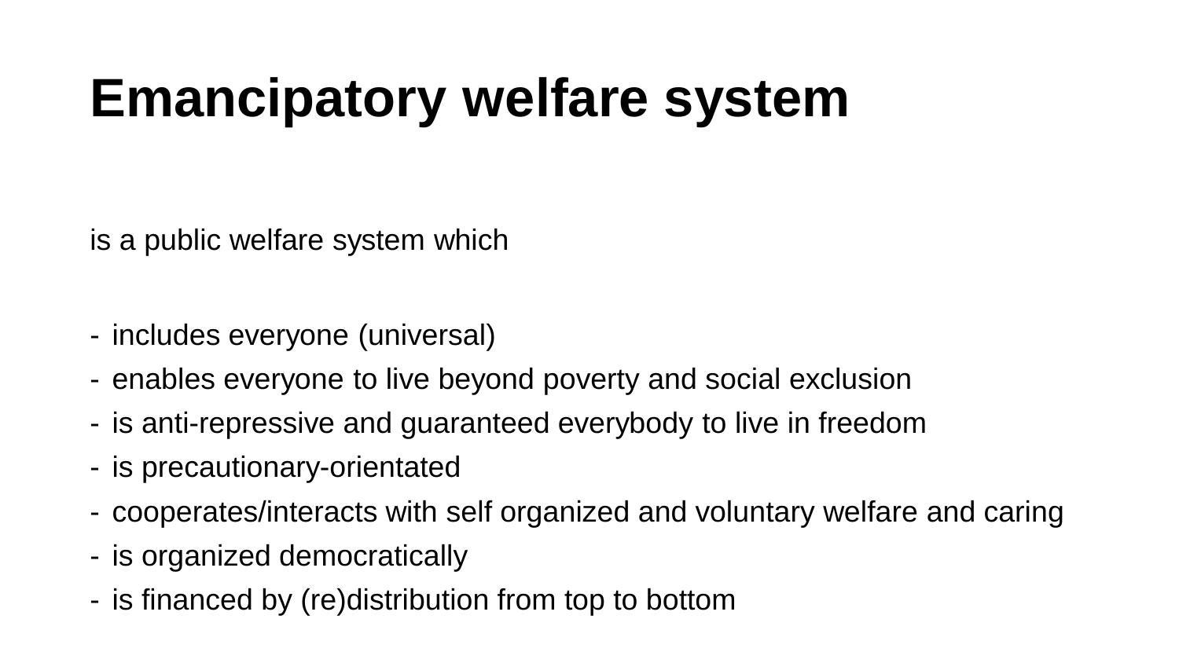# Emancipatory welfare system

is a public welfare system which

- includes everyone (universal)
- enables everyone to live beyond poverty and social exclusion
- is anti-repressive and guaranteed everybody to live in freedom
- is precautionary-orientated
- cooperates/interacts with self organized and voluntary welfare and caring
- is organized democratically
- is financed by (re)distribution from top to bottom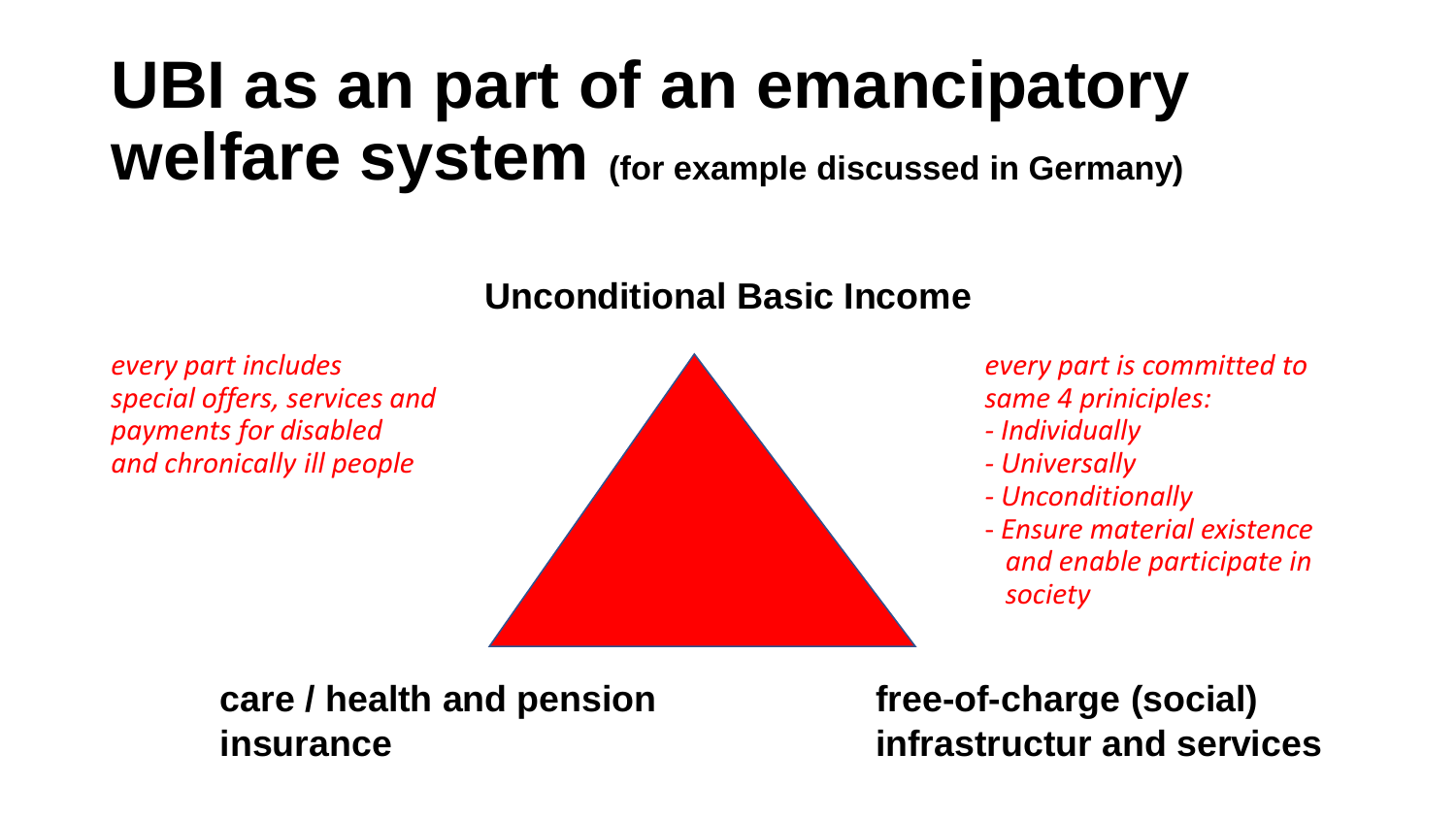# UBI as an part of an emancipatory welfare system (for example discussed in Germany)

**Unconditional Basic Income**

*every part includes special offers, services and payments for disabled and chronically ill people*

*every part is committed to same 4 priniciples:*
- *Individually*
- *Universally*
- *Unconditionally*
- *Ensure material existence and enable participate in society*

**care / health and pension insurance**

**free-of-charge (social) infrastructur and services**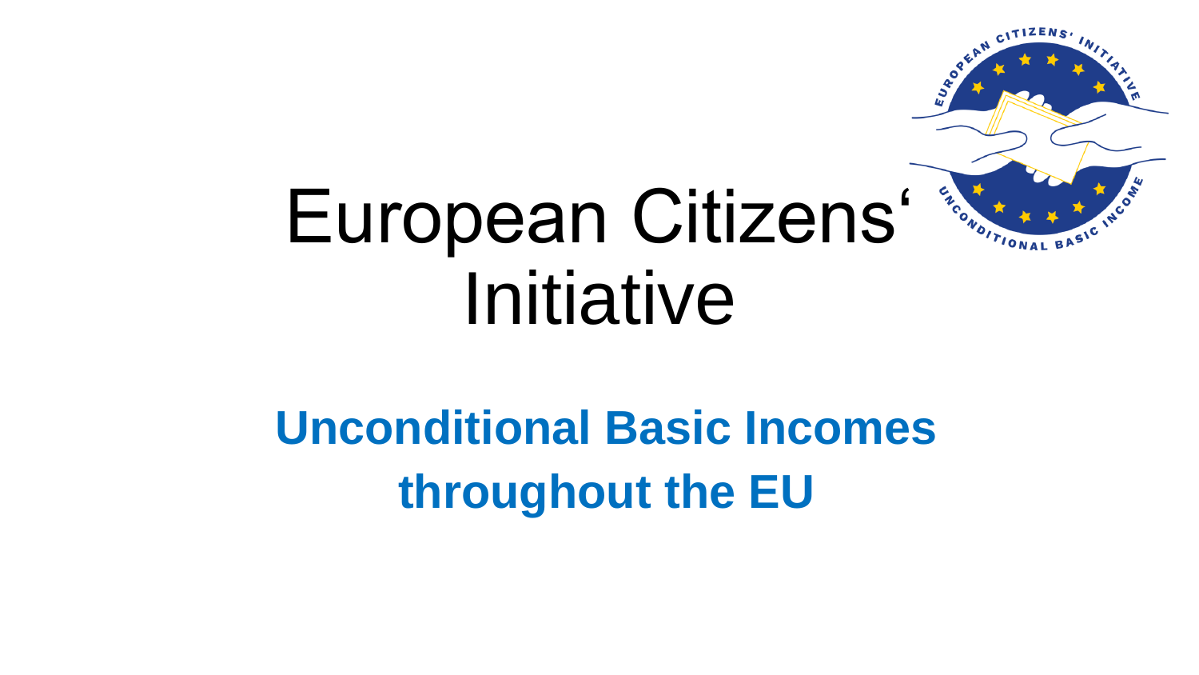# European Citizens‘ Initiative

**Unconditional Basic Incomes throughout the EU**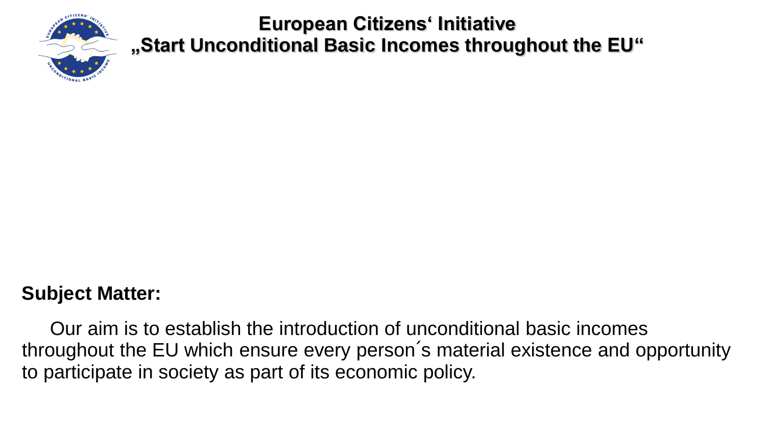# European Citizens‘ Initiative
# „Start Unconditional Basic Incomes throughout the EU“

**Subject Matter:**

Our aim is to establish the introduction of unconditional basic incomes throughout the EU which ensure every person´s material existence and opportunity to participate in society as part of its economic policy.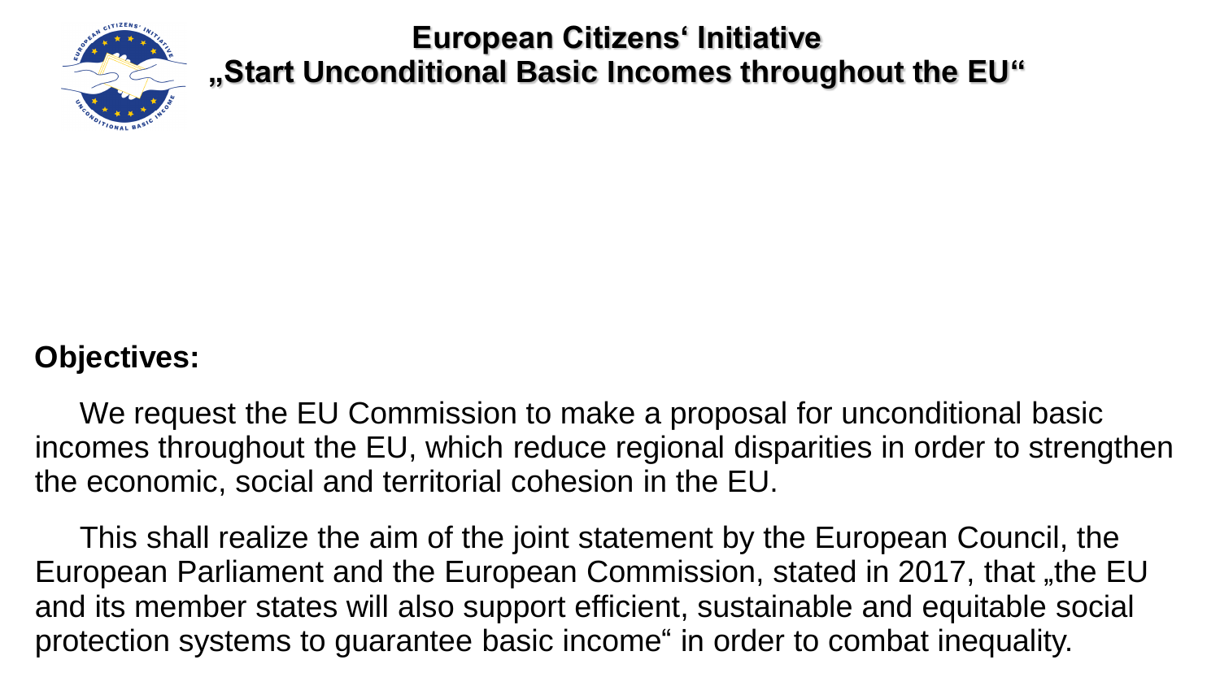# European Citizens‘ Initiative
# „Start Unconditional Basic Incomes throughout the EU“

**Objectives:**

We request the EU Commission to make a proposal for unconditional basic incomes throughout the EU, which reduce regional disparities in order to strengthen the economic, social and territorial cohesion in the EU.

This shall realize the aim of the joint statement by the European Council, the European Parliament and the European Commission, stated in 2017, that „the EU and its member states will also support efficient, sustainable and equitable social protection systems to guarantee basic income“ in order to combat inequality.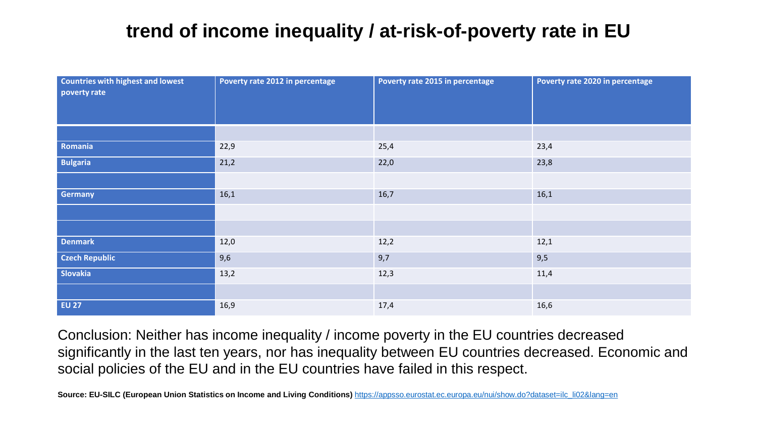# trend of income inequality / at-risk-of-poverty rate in EU

| Countries with highest and lowest poverty rate | Poverty rate 2012 in percentage | Poverty rate 2015 in percentage | Poverty rate 2020 in percentage |
|---|---|---|---|
| | | | |
| Romania | 22,9 | 25,4 | 23,4 |
| Bulgaria | 21,2 | 22,0 | 23,8 |
| | | | |
| Germany | 16,1 | 16,7 | 16,1 |
| | | | |
| | | | |
| Denmark | 12,0 | 12,2 | 12,1 |
| Czech Republic | 9,6 | 9,7 | 9,5 |
| Slovakia | 13,2 | 12,3 | 11,4 |
| | | | |
| EU 27 | 16,9 | 17,4 | 16,6 |

Conclusion: Neither has income inequality / income poverty in the EU countries decreased significantly in the last ten years, nor has inequality between EU countries decreased. Economic and social policies of the EU and in the EU countries have failed in this respect.

**Source: EU-SILC (European Union Statistics on Income and Living Conditions)** https://appsso.eurostat.ec.europa.eu/nui/show.do?dataset=ilc_li02&lang=en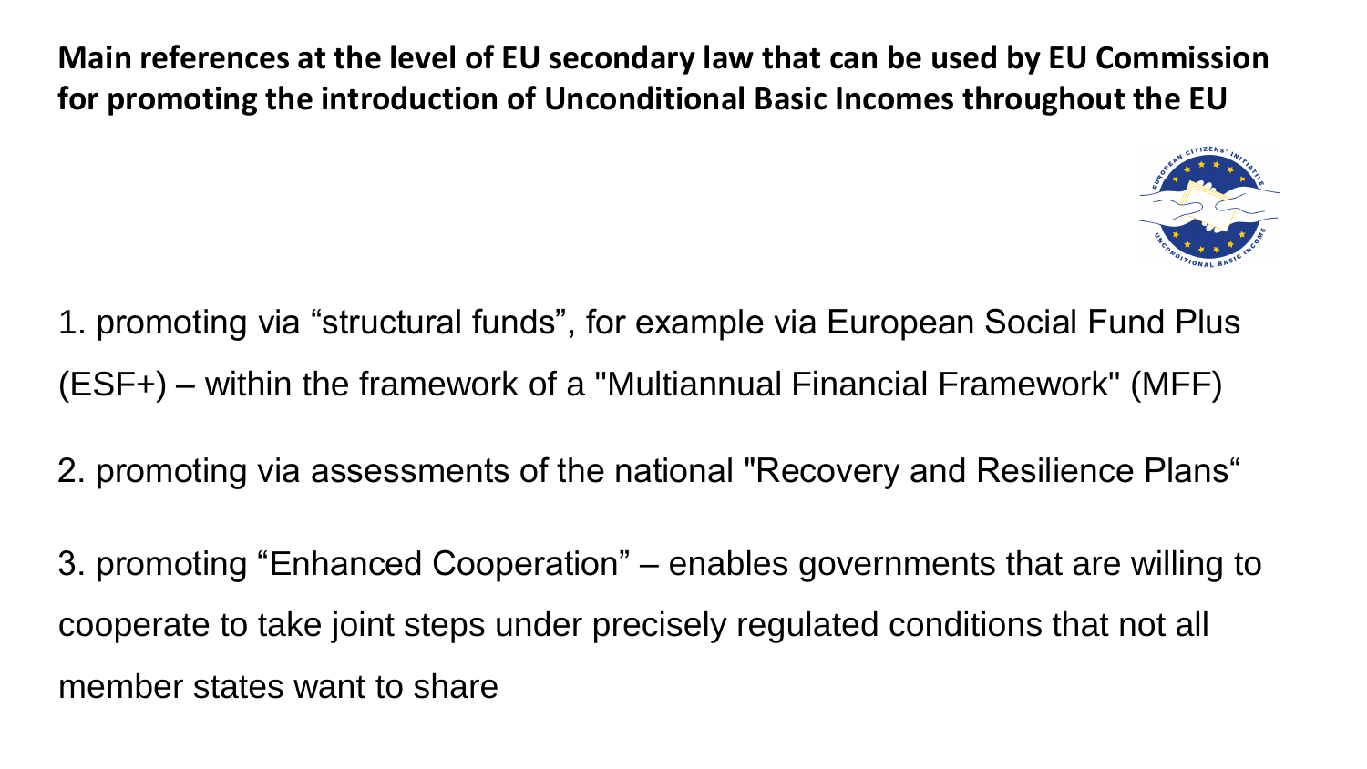**Main references at the level of EU secondary law that can be used by EU Commission for promoting the introduction of Unconditional Basic Incomes throughout the EU**

1. promoting via “structural funds”, for example via European Social Fund Plus (ESF+) – within the framework of a "Multiannual Financial Framework" (MFF)

2. promoting via assessments of the national "Recovery and Resilience Plans“

3. promoting “Enhanced Cooperation” – enables governments that are willing to cooperate to take joint steps under precisely regulated conditions that not all member states want to share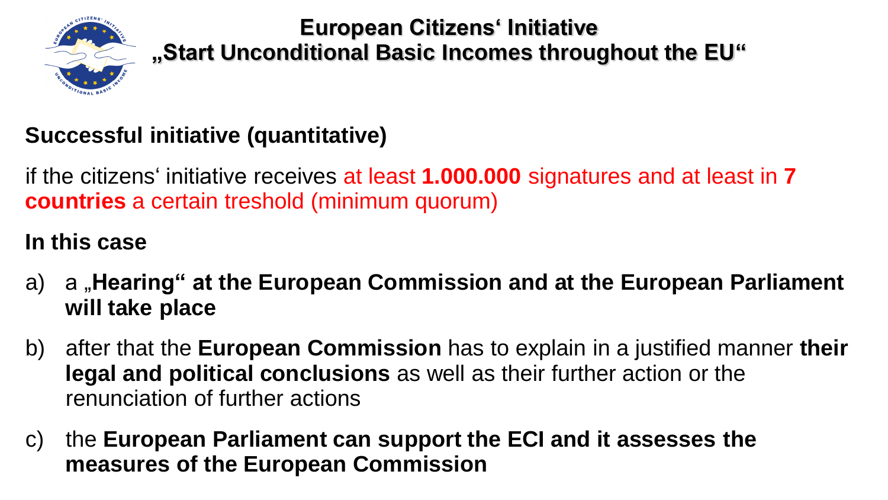# European Citizens‘ Initiative „Start Unconditional Basic Incomes throughout the EU“

## Successful initiative (quantitative)

if the citizens‘ initiative receives at least **1.000.000** signatures and at least in **7 countries** a certain treshold (minimum quorum)

## In this case

a) a „**Hearing“ at the European Commission and at the European Parliament will take place**

b) after that the **European Commission** has to explain in a justified manner **their legal and political conclusions** as well as their further action or the renunciation of further actions

c) the **European Parliament can support the ECI and it assesses the measures of the European Commission**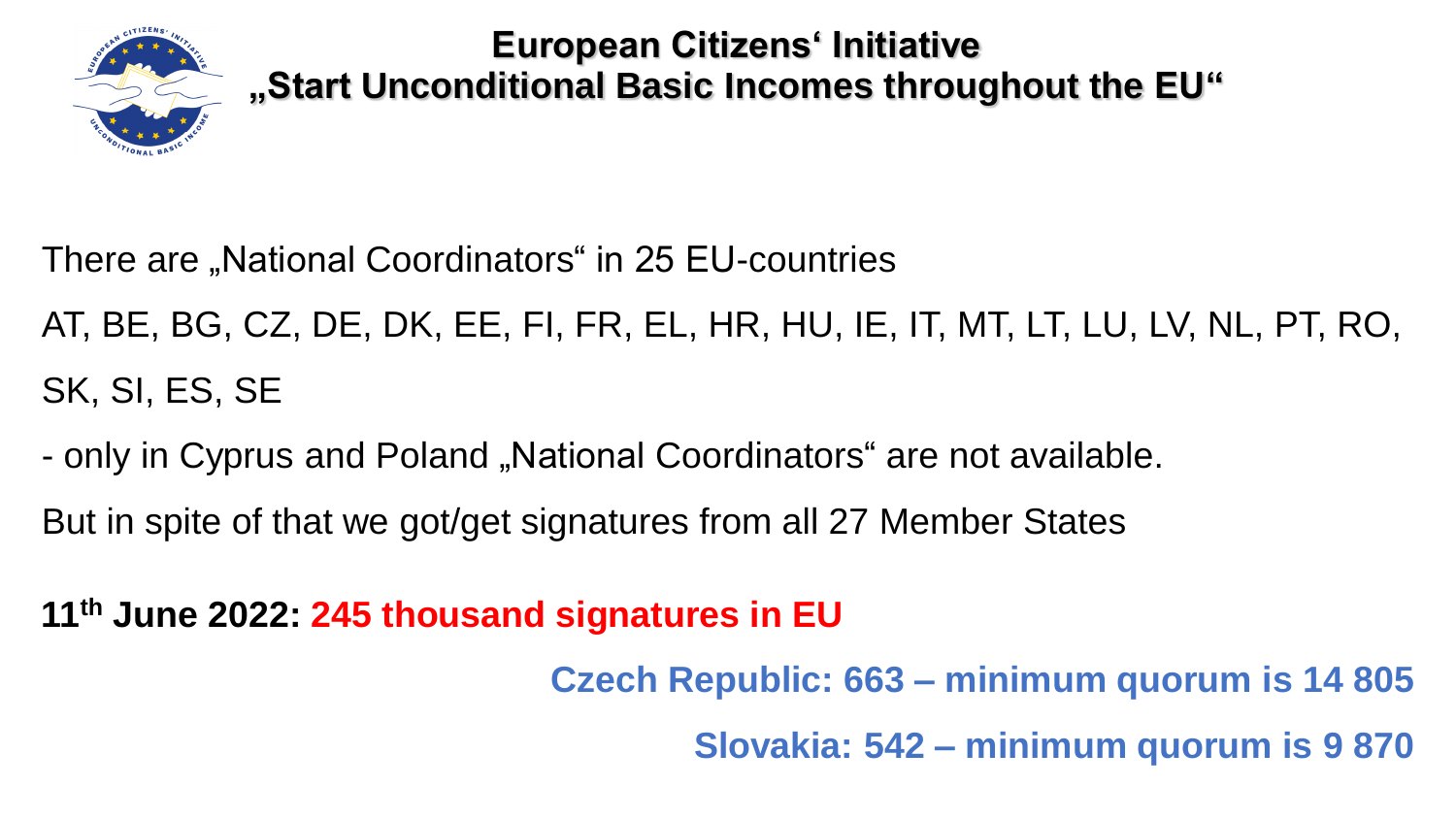# European Citizens‘ Initiative
# „Start Unconditional Basic Incomes throughout the EU“

There are „National Coordinators“ in 25 EU-countries

AT, BE, BG, CZ, DE, DK, EE, FI, FR, EL, HR, HU, IE, IT, MT, LT, LU, LV, NL, PT, RO, SK, SI, ES, SE

- only in Cyprus and Poland „National Coordinators“ are not available.

But in spite of that we got/get signatures from all 27 Member States

**11th June 2022: 245 thousand signatures in EU**

**Czech Republic: 663 – minimum quorum is 14 805**

**Slovakia: 542 – minimum quorum is 9 870**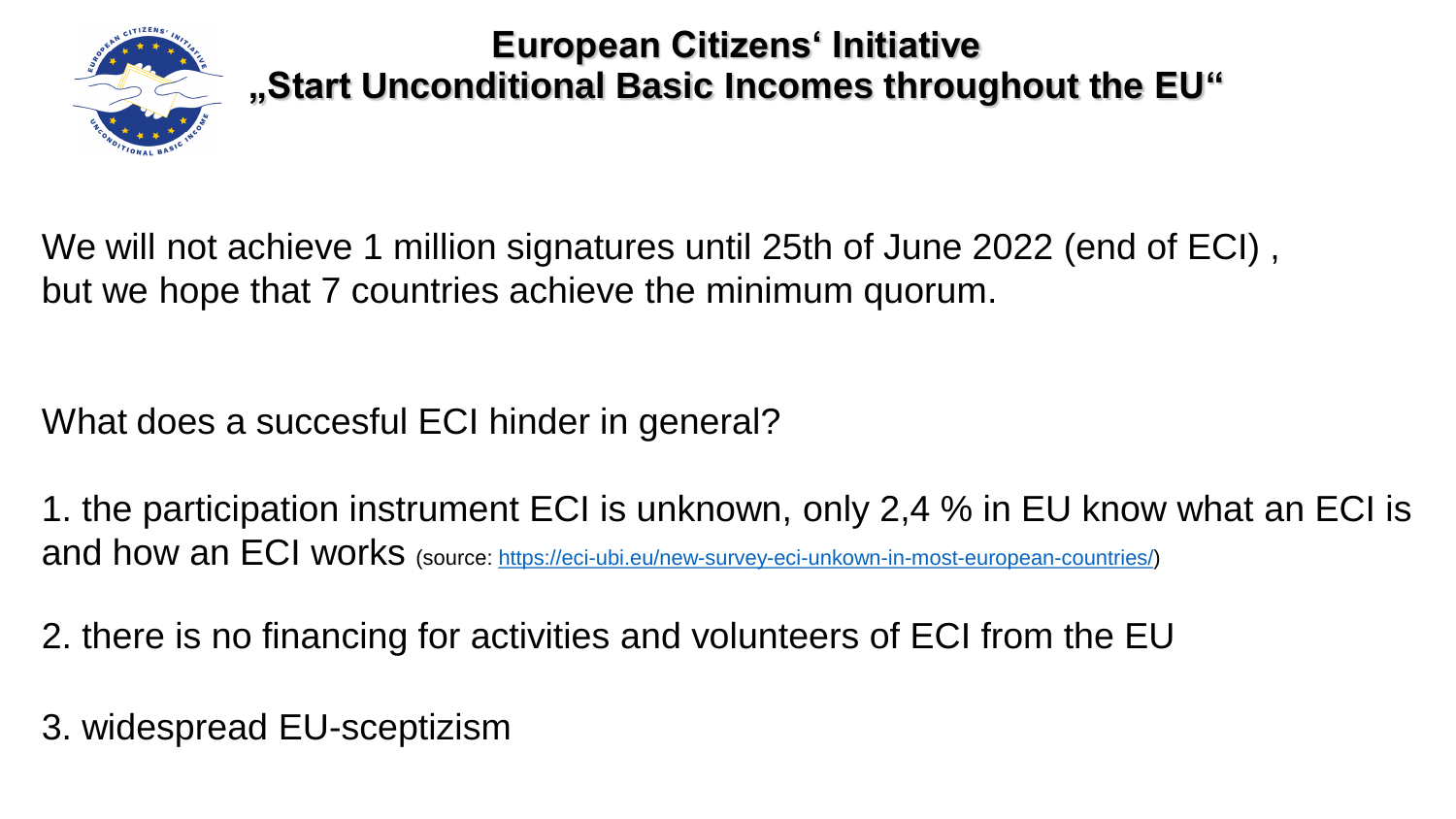# European Citizens' Initiative „Start Unconditional Basic Incomes throughout the EU"

We will not achieve 1 million signatures until 25th of June 2022 (end of ECI) , but we hope that 7 countries achieve the minimum quorum.

What does a succesful ECI hinder in general?

1. the participation instrument ECI is unknown, only 2,4 % in EU know what an ECI is and how an ECI works (source: https://eci-ubi.eu/new-survey-eci-unkown-in-most-european-countries/)

2. there is no financing for activities and volunteers of ECI from the EU

3. widespread EU-sceptizism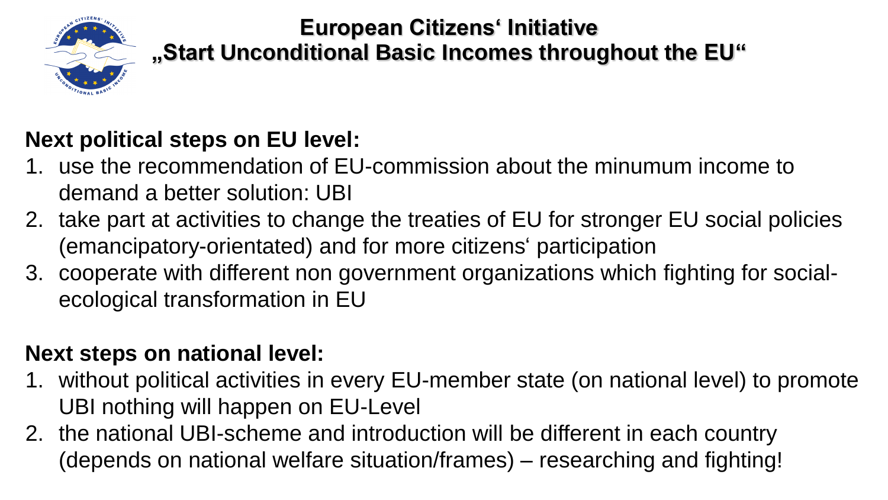# European Citizens‘ Initiative
# „Start Unconditional Basic Incomes throughout the EU“

**Next political steps on EU level:**

1. use the recommendation of EU-commission about the minumum income to demand a better solution: UBI
2. take part at activities to change the treaties of EU for stronger EU social policies (emancipatory-orientated) and for more citizens‘ participation
3. cooperate with different non government organizations which fighting for social-ecological transformation in EU

**Next steps on national level:**

1. without political activities in every EU-member state (on national level) to promote UBI nothing will happen on EU-Level
2. the national UBI-scheme and introduction will be different in each country (depends on national welfare situation/frames) – researching and fighting!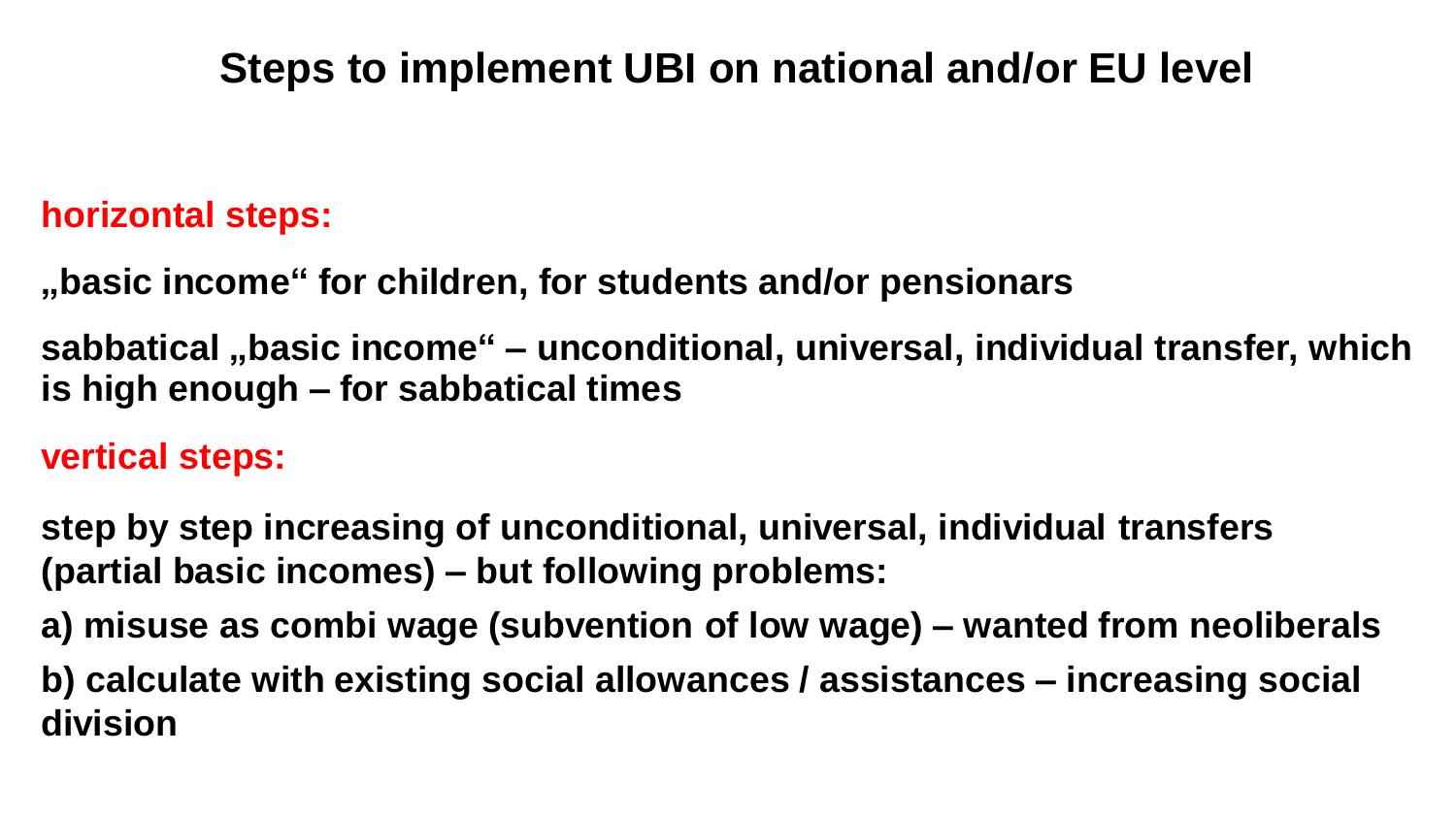# Steps to implement UBI on national and/or EU level

**horizontal steps:**

**„basic income" for children, for students and/or pensionars**

**sabbatical „basic income" – unconditional, universal, individual transfer, which is high enough – for sabbatical times**

**vertical steps:**

**step by step increasing of unconditional, universal, individual transfers (partial basic incomes) – but following problems:**

**a) misuse as combi wage (subvention of low wage) – wanted from neoliberals**

**b) calculate with existing social allowances / assistances – increasing social division**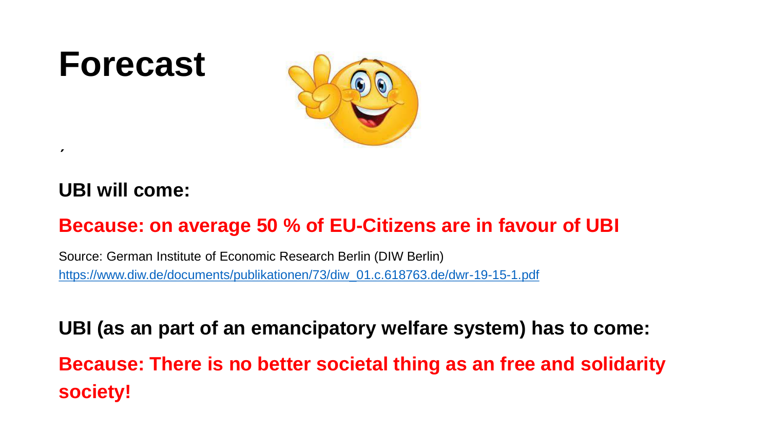# Forecast

´

**UBI will come:**

**Because: on average 50 % of EU-Citizens are in favour of UBI**

Source: German Institute of Economic Research Berlin (DIW Berlin)
https://www.diw.de/documents/publikationen/73/diw_01.c.618763.de/dwr-19-15-1.pdf

**UBI (as an part of an emancipatory welfare system) has to come:**

**Because: There is no better societal thing as an free and solidarity society!**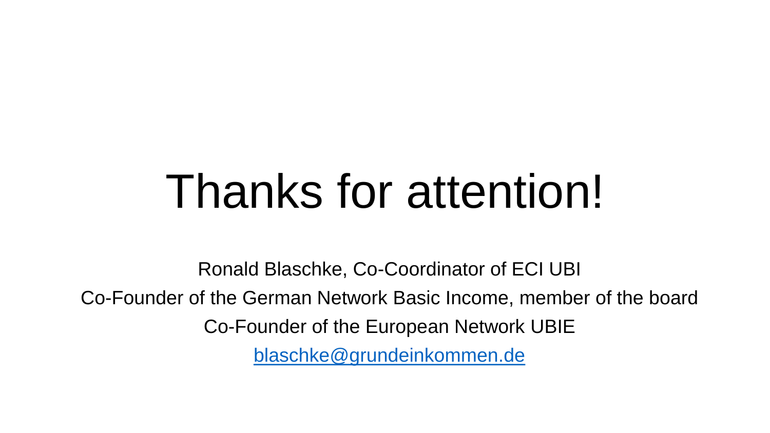# Thanks for attention!

Ronald Blaschke, Co-Coordinator of ECI UBI

Co-Founder of the German Network Basic Income, member of the board

Co-Founder of the European Network UBIE

blaschke@grundeinkommen.de